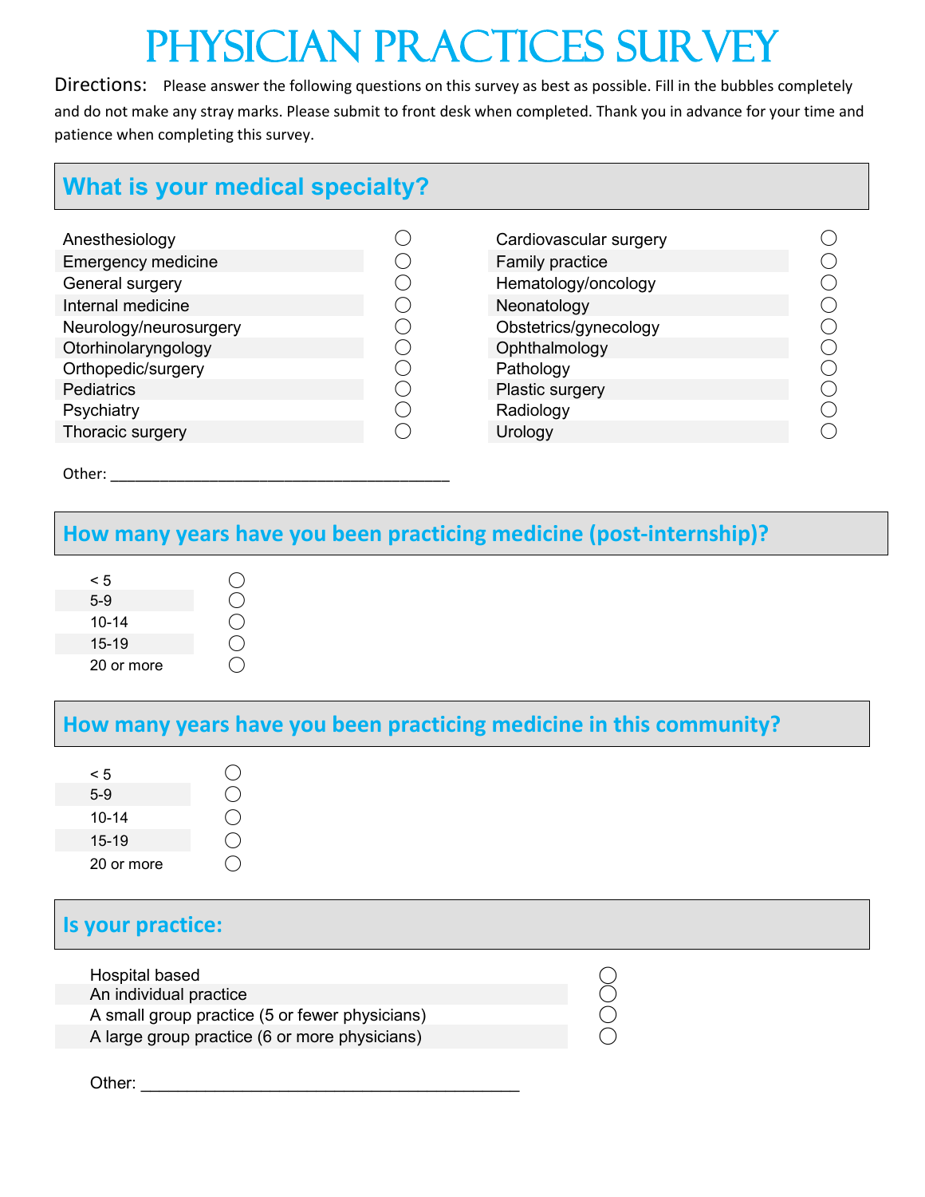# Physician Practices Survey

Directions: Please answer the following questions on this survey as best as possible. Fill in the bubbles completely and do not make any stray marks. Please submit to front desk when completed. Thank you in advance for your time and patience when completing this survey.

## What is your medical specialty?

- Anesthesiology ○
- Emergency medicine ○
- General surgery ○
- Internal medicine ○
- Neurology/neurosurgery ○
- Otorhinolaryngology ○
- Orthopedic/surgery ○
- Pediatrics ○
- Psychiatry ○
- Thoracic surgery ○
- Cardiovascular surgery ○
- Family practice ○
- Hematology/oncology ○
- Neonatology ○
- Obstetrics/gynecology ○
- Ophthalmology ○
- Pathology ○
- Plastic surgery ○
- Radiology ○
- Urology ○

Other: ________________________________________

## How many years have you been practicing medicine (post-internship)?

- < 5 ○
- 5-9 ○
- 10-14 ○
- 15-19 ○
- 20 or more ○

## How many years have you been practicing medicine in this community?

- < 5 ○
- 5-9 ○
- 10-14 ○
- 15-19 ○
- 20 or more ○

## Is your practice:

- Hospital based ○
- An individual practice ○
- A small group practice (5 or fewer physicians) ○
- A large group practice (6 or more physicians) ○

Other: ________________________________________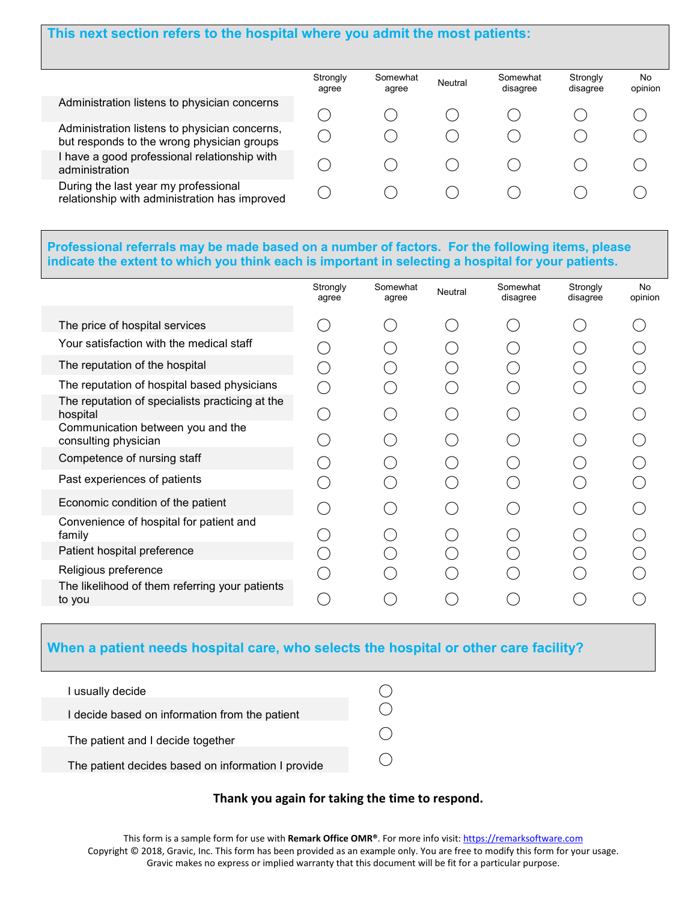## This next section refers to the hospital where you admit the most patients:

| | Strongly agree | Somewhat agree | Neutral | Somewhat disagree | Strongly disagree | No opinion |
|---|---|---|---|---|---|---|
| Administration listens to physician concerns | ◯ | ◯ | ◯ | ◯ | ◯ | ◯ |
| Administration listens to physician concerns, but responds to the wrong physician groups | ◯ | ◯ | ◯ | ◯ | ◯ | ◯ |
| I have a good professional relationship with administration | ◯ | ◯ | ◯ | ◯ | ◯ | ◯ |
| During the last year my professional relationship with administration has improved | ◯ | ◯ | ◯ | ◯ | ◯ | ◯ |

## Professional referrals may be made based on a number of factors. For the following items, please indicate the extent to which you think each is important in selecting a hospital for your patients.

| | Strongly agree | Somewhat agree | Neutral | Somewhat disagree | Strongly disagree | No opinion |
|---|---|---|---|---|---|---|
| The price of hospital services | ◯ | ◯ | ◯ | ◯ | ◯ | ◯ |
| Your satisfaction with the medical staff | ◯ | ◯ | ◯ | ◯ | ◯ | ◯ |
| The reputation of the hospital | ◯ | ◯ | ◯ | ◯ | ◯ | ◯ |
| The reputation of hospital based physicians | ◯ | ◯ | ◯ | ◯ | ◯ | ◯ |
| The reputation of specialists practicing at the hospital | ◯ | ◯ | ◯ | ◯ | ◯ | ◯ |
| Communication between you and the consulting physician | ◯ | ◯ | ◯ | ◯ | ◯ | ◯ |
| Competence of nursing staff | ◯ | ◯ | ◯ | ◯ | ◯ | ◯ |
| Past experiences of patients | ◯ | ◯ | ◯ | ◯ | ◯ | ◯ |
| Economic condition of the patient | ◯ | ◯ | ◯ | ◯ | ◯ | ◯ |
| Convenience of hospital for patient and family | ◯ | ◯ | ◯ | ◯ | ◯ | ◯ |
| Patient hospital preference | ◯ | ◯ | ◯ | ◯ | ◯ | ◯ |
| Religious preference | ◯ | ◯ | ◯ | ◯ | ◯ | ◯ |
| The likelihood of them referring your patients to you | ◯ | ◯ | ◯ | ◯ | ◯ | ◯ |

## When a patient needs hospital care, who selects the hospital or other care facility?

| | |
|---|---|
| I usually decide | ◯ |
| I decide based on information from the patient | ◯ |
| The patient and I decide together | ◯ |
| The patient decides based on information I provide | ◯ |

**Thank you again for taking the time to respond.**

This form is a sample form for use with **Remark Office OMR®**. For more info visit: https://remarksoftware.com
Copyright © 2018, Gravic, Inc. This form has been provided as an example only. You are free to modify this form for your usage. Gravic makes no express or implied warranty that this document will be fit for a particular purpose.